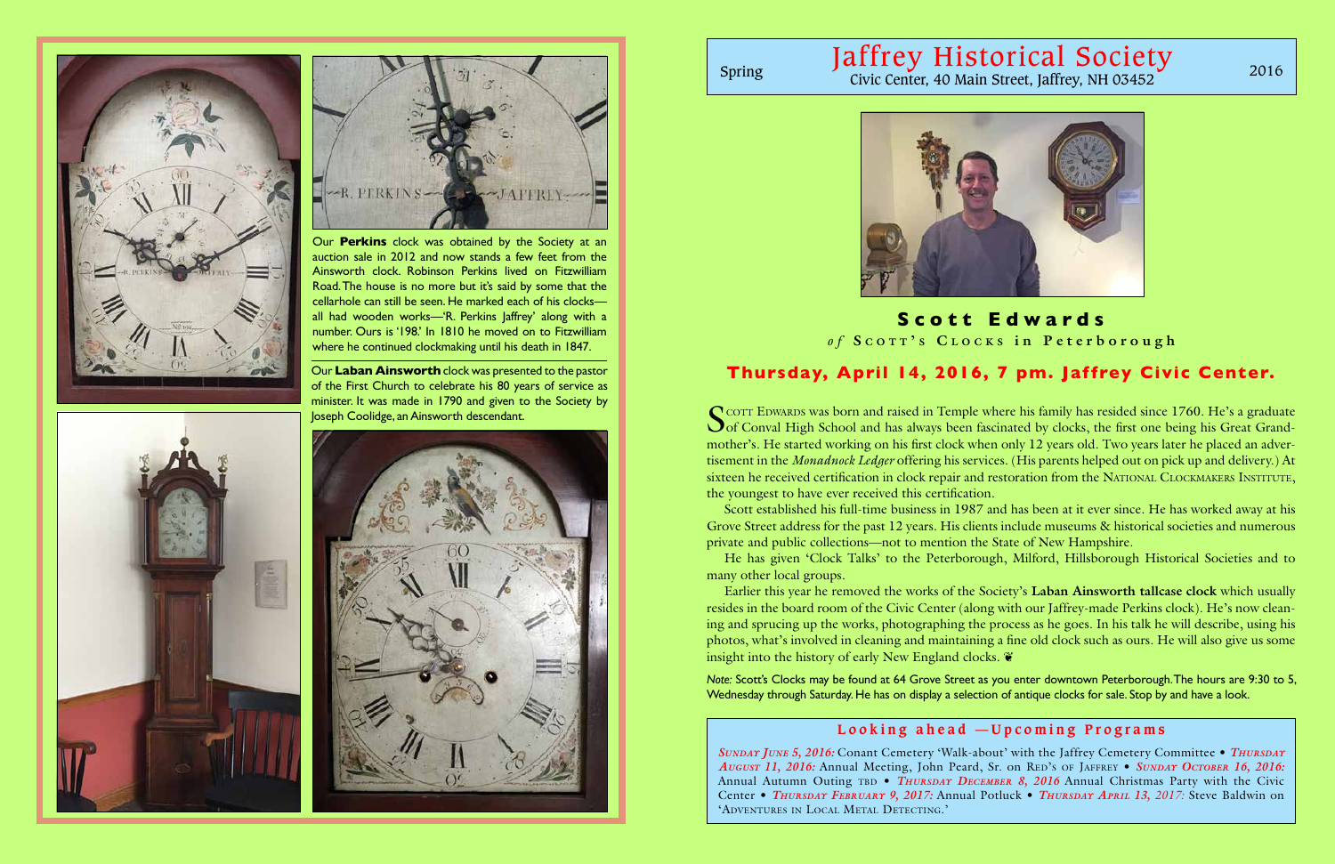Our **Perkins** clock was obtained by the Society at an auction sale in 2012 and now stands a few feet from the Ainsworth clock. Robinson Perkins lived on Fitzwilliam Road. The house is no more but it's said by some that the cellarhole can still be seen. He marked each of his clocks—all had wooden works—'R. Perkins Jaffrey' along with a number. Ours is '198.' In 1810 he moved on to Fitzwilliam where he continued clockmaking until his death in 1847.

Our **Laban Ainsworth** clock was presented to the pastor of the First Church to celebrate his 80 years of service as minister. It was made in 1790 and given to the Society by Joseph Coolidge, an Ainsworth descendant.

# Jaffrey Historical Society

Spring — Civic Center, 40 Main Street, Jaffrey, NH 03452 — 2016

## Scott Edwards

### *of* Scott's Clocks in Peterborough

## Thursday, April 14, 2016, 7 pm. Jaffrey Civic Center.

Scott Edwards was born and raised in Temple where his family has resided since 1760. He's a graduate of Conval High School and has always been fascinated by clocks, the first one being his Great Grandmother's. He started working on his first clock when only 12 years old. Two years later he placed an advertisement in the *Monadnock Ledger* offering his services. (His parents helped out on pick up and delivery.) At sixteen he received certification in clock repair and restoration from the National Clockmakers Institute, the youngest to have ever received this certification.

Scott established his full-time business in 1987 and has been at it ever since. He has worked away at his Grove Street address for the past 12 years. His clients include museums & historical societies and numerous private and public collections—not to mention the State of New Hampshire.

He has given 'Clock Talks' to the Peterborough, Milford, Hillsborough Historical Societies and to many other local groups.

Earlier this year he removed the works of the Society's **Laban Ainsworth tallcase clock** which usually resides in the board room of the Civic Center (along with our Jaffrey-made Perkins clock). He's now cleaning and sprucing up the works, photographing the process as he goes. In his talk he will describe, using his photos, what's involved in cleaning and maintaining a fine old clock such as ours. He will also give us some insight into the history of early New England clocks. ❦

*Note:* Scott's Clocks may be found at 64 Grove Street as you enter downtown Peterborough. The hours are 9:30 to 5, Wednesday through Saturday. He has on display a selection of antique clocks for sale. Stop by and have a look.

### Looking ahead —Upcoming Programs

***Sunday June 5, 2016:*** Conant Cemetery 'Walk-about' with the Jaffrey Cemetery Committee • ***Thursday August 11, 2016:*** Annual Meeting, John Peard, Sr. on Red's of Jaffrey • ***Sunday October 16, 2016:*** Annual Autumn Outing tbd • ***Thursday December 8, 2016*** Annual Christmas Party with the Civic Center • ***Thursday February 9, 2017:*** Annual Potluck • ***Thursday April 13, 2017:*** Steve Baldwin on 'Adventures in Local Metal Detecting.'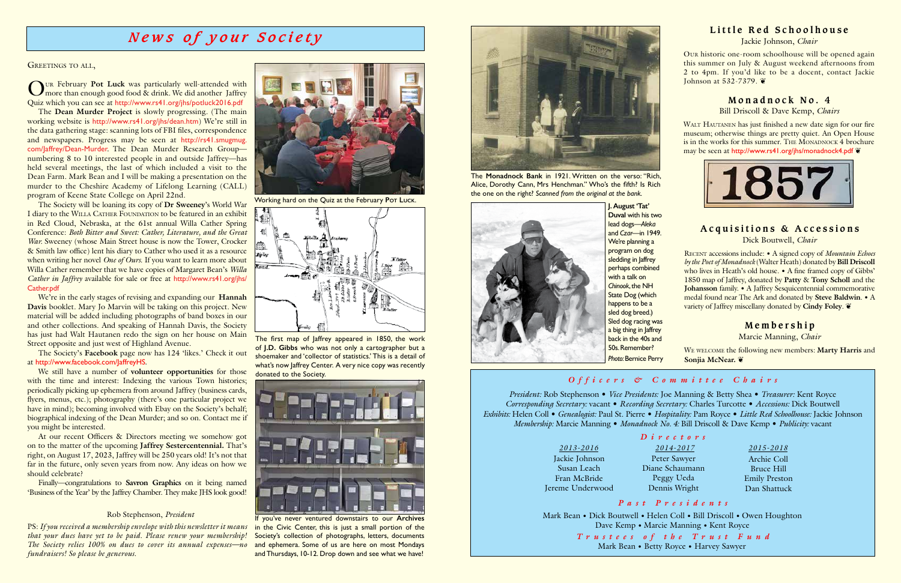# News of your Society

GREETINGS TO ALL,

OUR February **Pot Luck** was particularly well-attended with more than enough good food & drink. We did another Jaffrey Quiz which you can see at http://www.rs41.org/jhs/potluck2016.pdf

The **Dean Murder Project** is slowly progressing. (The main working website is http://www.rs41.org/jhs/dean.htm) We're still in the data gathering stage: scanning lots of FBI files, correspondence and newspapers. Progress may be seen at http://rs41.smugmug.com/Jaffrey/Dean-Murder. The Dean Murder Research Group—numbering 8 to 10 interested people in and outside Jaffrey—has held several meetings, the last of which included a visit to the Dean Farm. Mark Bean and I will be making a presentation on the murder to the Cheshire Academy of Lifelong Learning (CALL) program of Keene State College on April 22nd.

The Society will be loaning its copy of **Dr Sweeney**'s World War I diary to the WILLA CATHER FOUNDATION to be featured in an exhibit in Red Cloud, Nebraska, at the 61st annual Willa Cather Spring Conference: *Both Bitter and Sweet: Cather, Literature, and the Great War.* Sweeney (whose Main Street house is now the Tower, Crocker & Smith law office) lent his diary to Cather who used it as a resource when writing her novel *One of Ours.* If you want to learn more about Willa Cather remember that we have copies of Margaret Bean's *Willa Cather in Jaffrey* available for sale or free at http://www.rs41.org/jhs/Cather.pdf

We're in the early stages of revising and expanding our **Hannah Davis** booklet. Mary Jo Marvin will be taking on this project. New material will be added including photographs of band boxes in our and other collections. And speaking of Hannah Davis, the Society has just had Walt Hautanen redo the sign on her house on Main Street opposite and just west of Highland Avenue.

The Society's **Facebook** page now has 124 'likes.' Check it out at http://www.facebook.com/JaffreyHS.

We still have a number of **volunteer opportunities** for those with the time and interest: Indexing the various Town histories; periodically picking up ephemera from around Jaffrey (business cards, flyers, menus, etc.); photography (there's one particular project we have in mind); becoming involved with Ebay on the Society's behalf; biographical indexing of the Dean Murder; and so on. Contact me if you might be interested.

At our recent Officers & Directors meeting we somehow got on to the matter of the upcoming **Jaffrey Sestercentennial.** That's right, on August 17, 2023, Jaffrey will be 250 years old! It's not that far in the future, only seven years from now. Any ideas on how we should celebrate?

Finally—congratulations to **Savron Graphics** on it being named 'Business of the Year' by the Jaffrey Chamber. They make JHS look good!

Rob Stephenson, *President*

PS: *If you received a membership envelope with this newsletter it means that your dues have yet to be paid. Please renew your membership! The Society relies 100% on dues to cover its annual expenses—no fundraisers! So please be generous.*

Working hard on the Quiz at the February POT LUCK.

The first map of Jaffrey appeared in 1850, the work of **J.D. Gibbs** who was not only a cartographer but a shoemaker and 'collector of statistics.' This is a detail of what's now Jaffrey Center. A very nice copy was recently donated to the Society.

If you've never ventured downstairs to our **Archives** in the Civic Center, this is just a small portion of the Society's collection of photographs, letters, documents and ephemera. Some of us are here on most Mondays and Thursdays, 10-12. Drop down and see what we have!

The **Monadnock Bank** in 1921. Written on the verso: "Rich, Alice, Dorothy Cann, Mrs Henchman." Who's the fifth? Is Rich the one on the right? *Scanned from the original at the bank.*

**J. August 'Tat' Duval** with his two lead dogs—*Aleka* and *Czar*—in 1949. We're planning a program on dog sledding in Jaffrey perhaps combined with a talk on *Chinook*, the NH State Dog (which happens to be a sled dog breed.) Sled dog racing was a big thing in Jaffrey back in the 40s and 50s. Remember? *Photo:* Bernice Perry

## Little Red Schoolhouse

Jackie Johnson, *Chair*

OUR historic one-room schoolhouse will be opened again this summer on July & August weekend afternoons from 2 to 4pm. If you'd like to be a docent, contact Jackie Johnson at 532-7379. ❦

## Monadnock No. 4

Bill Driscoll & Dave Kemp, *Chairs*

WALT HAUTANEN has just finished a new date sign for our fire museum; otherwise things are pretty quiet. An Open House is in the works for this summer. THE MONADNOCK 4 brochure may be seen at http://www.rs41.org/jhs/monadnock4.pdf ❦

## Acquisitions & Accessions

Dick Boutwell, *Chair*

RECENT accessions include: • A signed copy of *Mountain Echoes by the Poet of Monadnock* (Walter Heath) donated by **Bill Driscoll** who lives in Heath's old house. • A fine framed copy of Gibbs' 1850 map of Jaffrey, donated by **Patty** & **Tony Scholl** and the **Johansson** family. • A Jaffrey Sesquicentennial commemorative medal found near The Ark and donated by **Steve Baldwin**. • A variety of Jaffrey miscellany donated by **Cindy Foley**. ❦

## Membership

Marcie Manning, *Chair*

WE WELCOME the following new members: **Marty Harris** and **Sonjia McNear.** ❦

## Officers & Committee Chairs

*President:* Rob Stephenson • *Vice Presidents:* Joe Manning & Betty Shea • *Treasurer:* Kent Royce
*Corresponding Secretary:* vacant • *Recording Secretary:* Charles Turcotte • *Accessions:* Dick Boutwell
*Exhibits:* Helen Coll • *Genealogist:* Paul St. Pierre • *Hospitality:* Pam Royce • *Little Red Schoolhouse:* Jackie Johnson
*Membership:* Marcie Manning • *Monadnock No. 4:* Bill Driscoll & Dave Kemp • *Publicity:* vacant

### Directors

| *2013-2016* | *2014-2017* | *2015-2018* |
|---|---|---|
| Jackie Johnson | Peter Sawyer | Archie Coll |
| Susan Leach | Diane Schaumann | Bruce Hill |
| Fran McBride | Peggy Ueda | Emily Preston |
| Jereme Underwood | Dennis Wright | Dan Shattuck |

### Past Presidents

Mark Bean • Dick Boutwell • Helen Coll • Bill Driscoll • Owen Houghton
Dave Kemp • Marcie Manning • Kent Royce

### Trustees of the Trust Fund

Mark Bean • Betty Royce • Harvey Sawyer